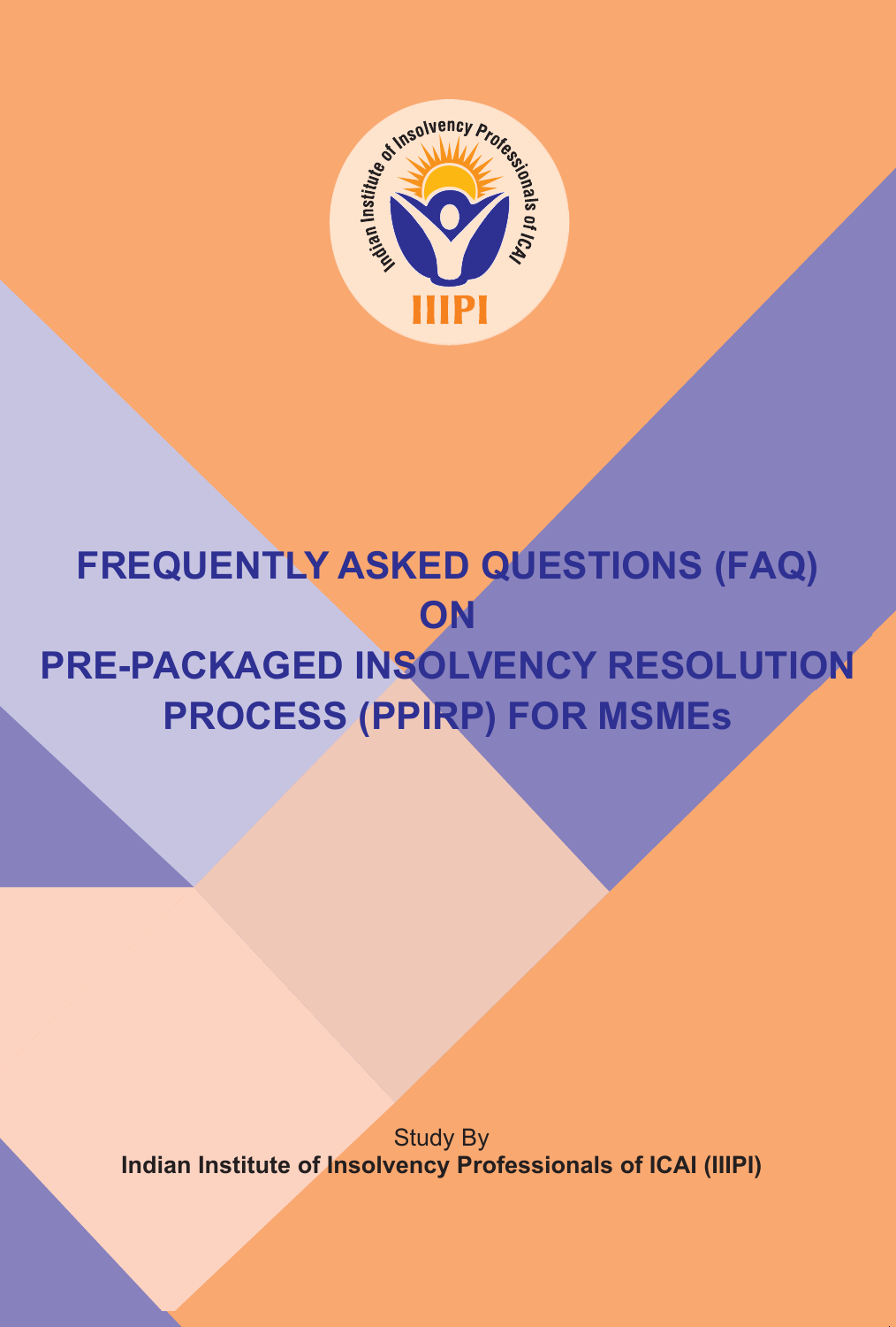# FREQUENTLY ASKED QUESTIONS (FAQ) ON PRE-PACKAGED INSOLVENCY RESOLUTION PROCESS (PPIRP) FOR MSMEs

Study By

**Indian Institute of Insolvency Professionals of ICAI (IIIPI)**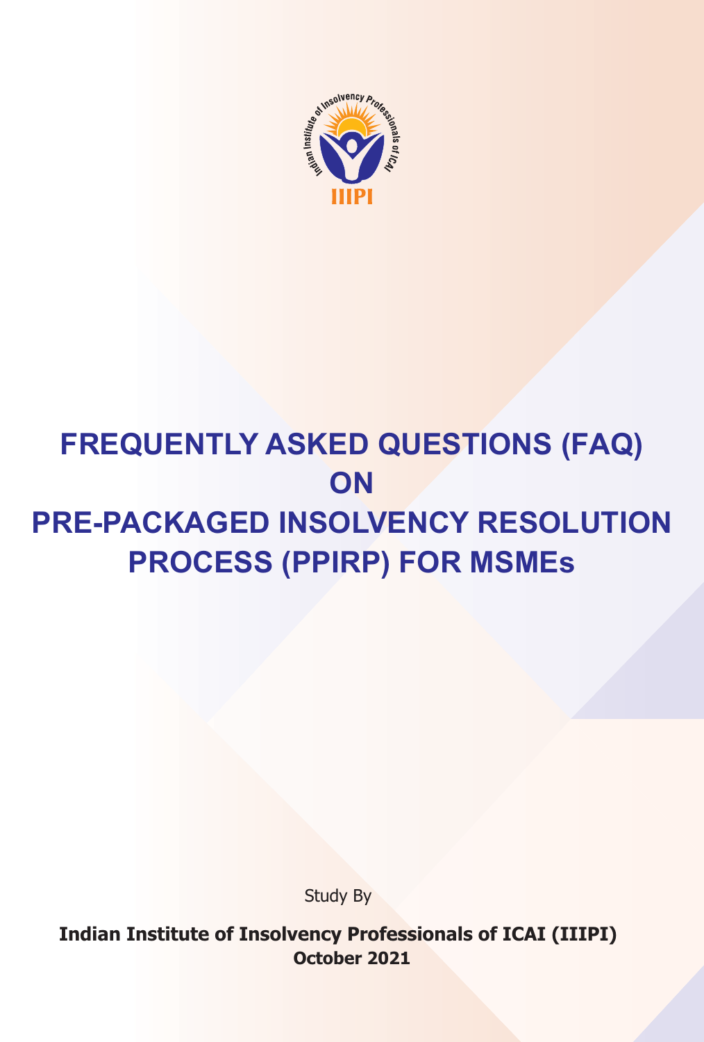# FREQUENTLY ASKED QUESTIONS (FAQ) ON PRE-PACKAGED INSOLVENCY RESOLUTION PROCESS (PPIRP) FOR MSMEs

Study By

**Indian Institute of Insolvency Professionals of ICAI (IIIPI)**

**October 2021**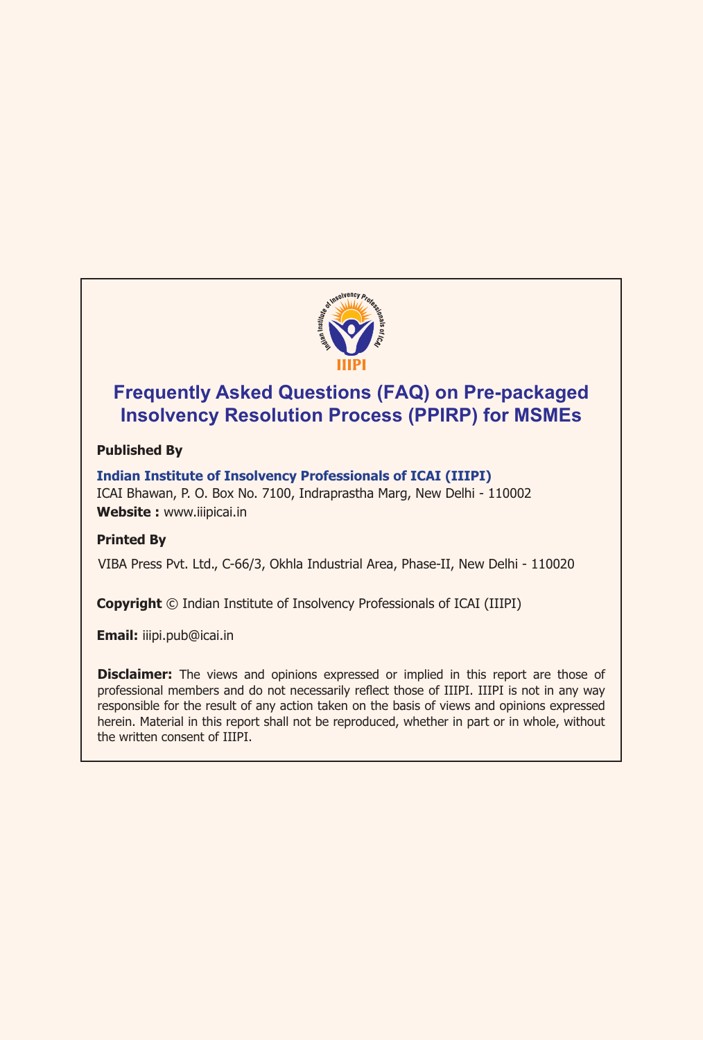# Frequently Asked Questions (FAQ) on Pre-packaged Insolvency Resolution Process (PPIRP) for MSMEs

**Published By**

**Indian Institute of Insolvency Professionals of ICAI (IIIPI)**
ICAI Bhawan, P. O. Box No. 7100, Indraprastha Marg, New Delhi - 110002
**Website :** www.iiipicai.in

**Printed By**

VIBA Press Pvt. Ltd., C-66/3, Okhla Industrial Area, Phase-II, New Delhi - 110020

**Copyright** © Indian Institute of Insolvency Professionals of ICAI (IIIPI)

**Email:** iiipi.pub@icai.in

**Disclaimer:** The views and opinions expressed or implied in this report are those of professional members and do not necessarily reflect those of IIIPI. IIIPI is not in any way responsible for the result of any action taken on the basis of views and opinions expressed herein. Material in this report shall not be reproduced, whether in part or in whole, without the written consent of IIIPI.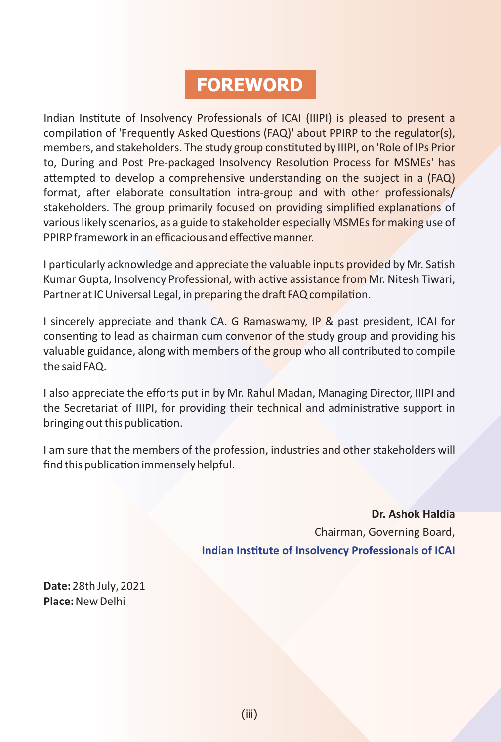# FOREWORD

Indian Institute of Insolvency Professionals of ICAI (IIIPI) is pleased to present a compilation of 'Frequently Asked Questions (FAQ)' about PPIRP to the regulator(s), members, and stakeholders. The study group constituted by IIIPI, on 'Role of IPs Prior to, During and Post Pre-packaged Insolvency Resolution Process for MSMEs' has attempted to develop a comprehensive understanding on the subject in a (FAQ) format, after elaborate consultation intra-group and with other professionals/ stakeholders. The group primarily focused on providing simplified explanations of various likely scenarios, as a guide to stakeholder especially MSMEs for making use of PPIRP framework in an efficacious and effective manner.

I particularly acknowledge and appreciate the valuable inputs provided by Mr. Satish Kumar Gupta, Insolvency Professional, with active assistance from Mr. Nitesh Tiwari, Partner at IC Universal Legal, in preparing the draft FAQ compilation.

I sincerely appreciate and thank CA. G Ramaswamy, IP & past president, ICAI for consenting to lead as chairman cum convenor of the study group and providing his valuable guidance, along with members of the group who all contributed to compile the said FAQ.

I also appreciate the efforts put in by Mr. Rahul Madan, Managing Director, IIIPI and the Secretariat of IIIPI, for providing their technical and administrative support in bringing out this publication.

I am sure that the members of the profession, industries and other stakeholders will find this publication immensely helpful.

**Dr. Ashok Haldia**
Chairman, Governing Board,
**Indian Institute of Insolvency Professionals of ICAI**

**Date:** 28th July, 2021
**Place:** New Delhi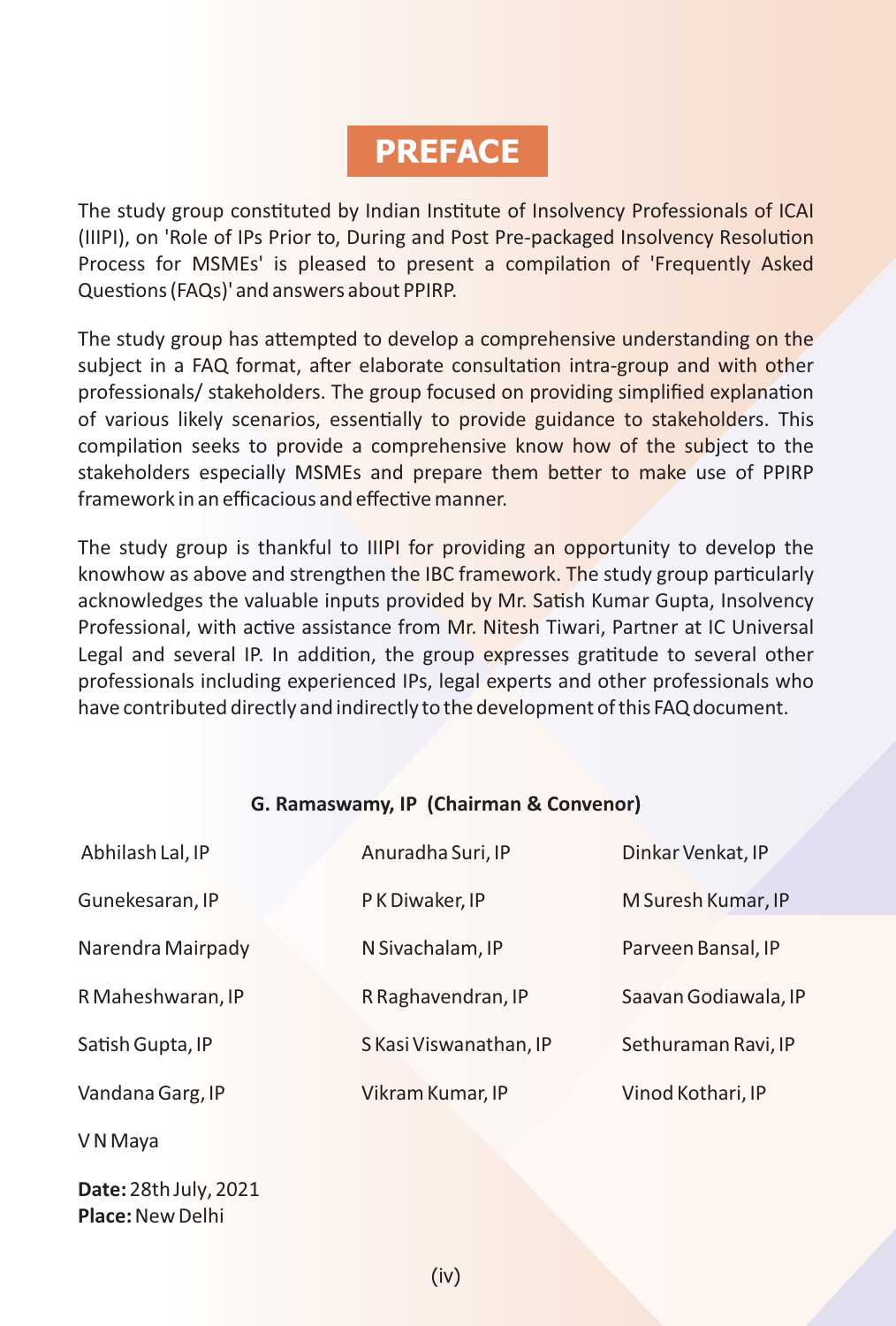# PREFACE

The study group constituted by Indian Institute of Insolvency Professionals of ICAI (IIIPI), on 'Role of IPs Prior to, During and Post Pre-packaged Insolvency Resolution Process for MSMEs' is pleased to present a compilation of 'Frequently Asked Questions (FAQs)' and answers about PPIRP.

The study group has attempted to develop a comprehensive understanding on the subject in a FAQ format, after elaborate consultation intra-group and with other professionals/ stakeholders. The group focused on providing simplified explanation of various likely scenarios, essentially to provide guidance to stakeholders. This compilation seeks to provide a comprehensive know how of the subject to the stakeholders especially MSMEs and prepare them better to make use of PPIRP framework in an efficacious and effective manner.

The study group is thankful to IIIPI for providing an opportunity to develop the knowhow as above and strengthen the IBC framework. The study group particularly acknowledges the valuable inputs provided by Mr. Satish Kumar Gupta, Insolvency Professional, with active assistance from Mr. Nitesh Tiwari, Partner at IC Universal Legal and several IP. In addition, the group expresses gratitude to several other professionals including experienced IPs, legal experts and other professionals who have contributed directly and indirectly to the development of this FAQ document.

**G. Ramaswamy, IP (Chairman & Convenor)**

Abhilash Lal, IP
Anuradha Suri, IP
Dinkar Venkat, IP
Gunekesaran, IP
P K Diwaker, IP
M Suresh Kumar, IP
Narendra Mairpady
N Sivachalam, IP
Parveen Bansal, IP
R Maheshwaran, IP
R Raghavendran, IP
Saavan Godiawala, IP
Satish Gupta, IP
S Kasi Viswanathan, IP
Sethuraman Ravi, IP
Vandana Garg, IP
Vikram Kumar, IP
Vinod Kothari, IP
V N Maya

**Date:** 28th July, 2021
**Place:** New Delhi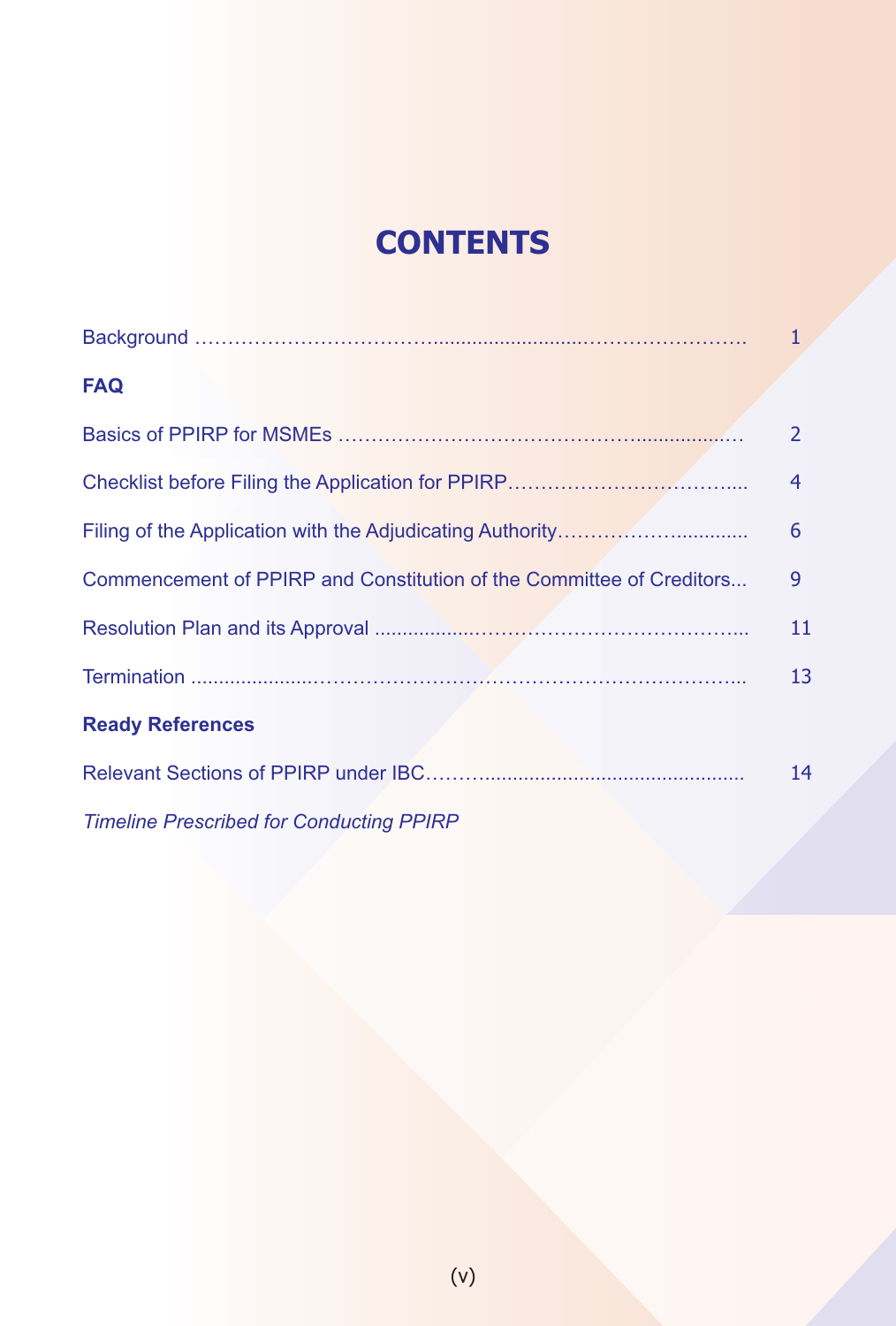# CONTENTS

| | |
|---|---|
| Background | 1 |
| **FAQ** | |
| Basics of PPIRP for MSMEs | 2 |
| Checklist before Filing the Application for PPIRP | 4 |
| Filing of the Application with the Adjudicating Authority | 6 |
| Commencement of PPIRP and Constitution of the Committee of Creditors | 9 |
| Resolution Plan and its Approval | 11 |
| Termination | 13 |
| **Ready References** | |
| Relevant Sections of PPIRP under IBC | 14 |
| *Timeline Prescribed for Conducting PPIRP* | |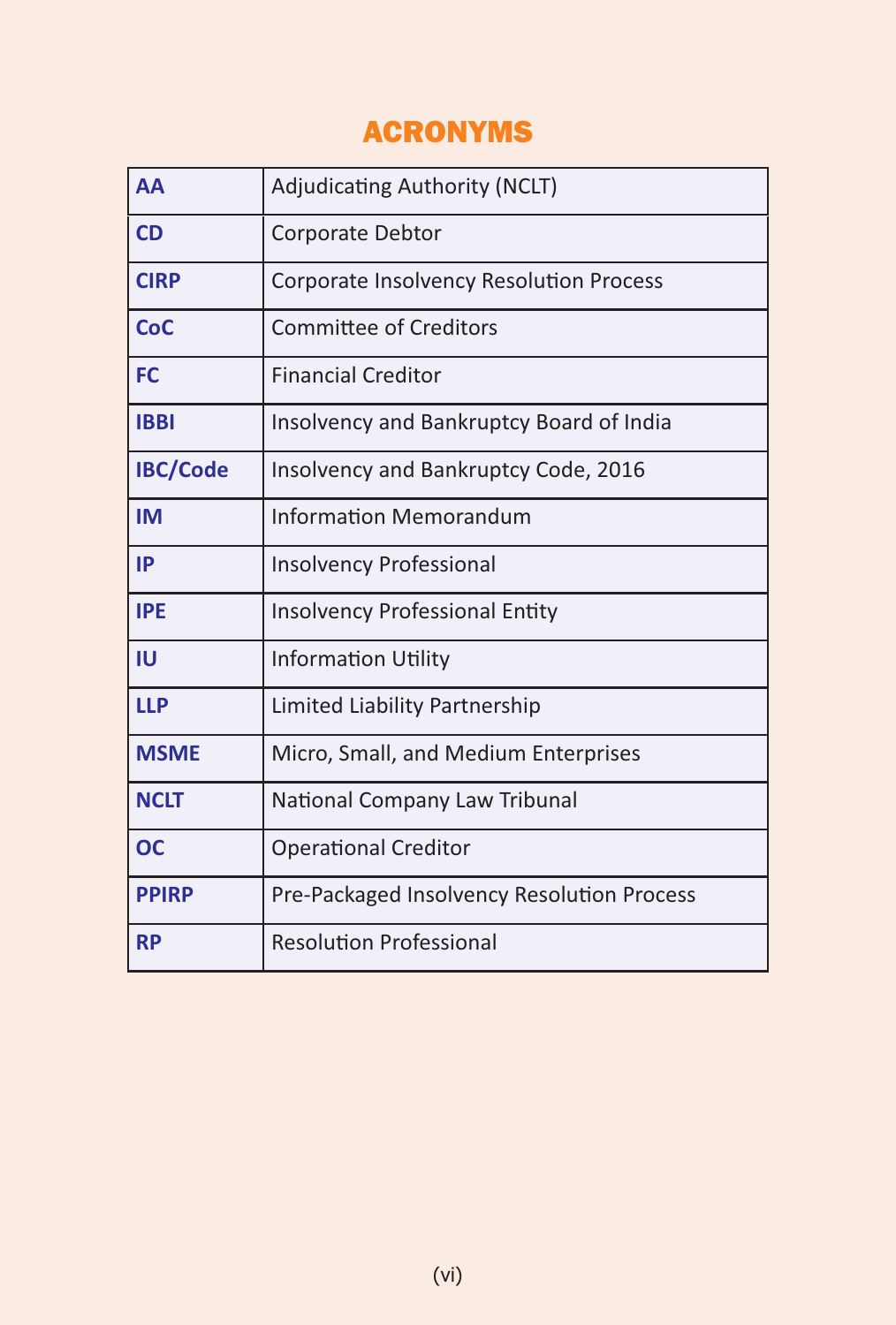# ACRONYMS

| | |
|---|---|
| **AA** | Adjudicating Authority (NCLT) |
| **CD** | Corporate Debtor |
| **CIRP** | Corporate Insolvency Resolution Process |
| **CoC** | Committee of Creditors |
| **FC** | Financial Creditor |
| **IBBI** | Insolvency and Bankruptcy Board of India |
| **IBC/Code** | Insolvency and Bankruptcy Code, 2016 |
| **IM** | Information Memorandum |
| **IP** | Insolvency Professional |
| **IPE** | Insolvency Professional Entity |
| **IU** | Information Utility |
| **LLP** | Limited Liability Partnership |
| **MSME** | Micro, Small, and Medium Enterprises |
| **NCLT** | National Company Law Tribunal |
| **OC** | Operational Creditor |
| **PPIRP** | Pre-Packaged Insolvency Resolution Process |
| **RP** | Resolution Professional |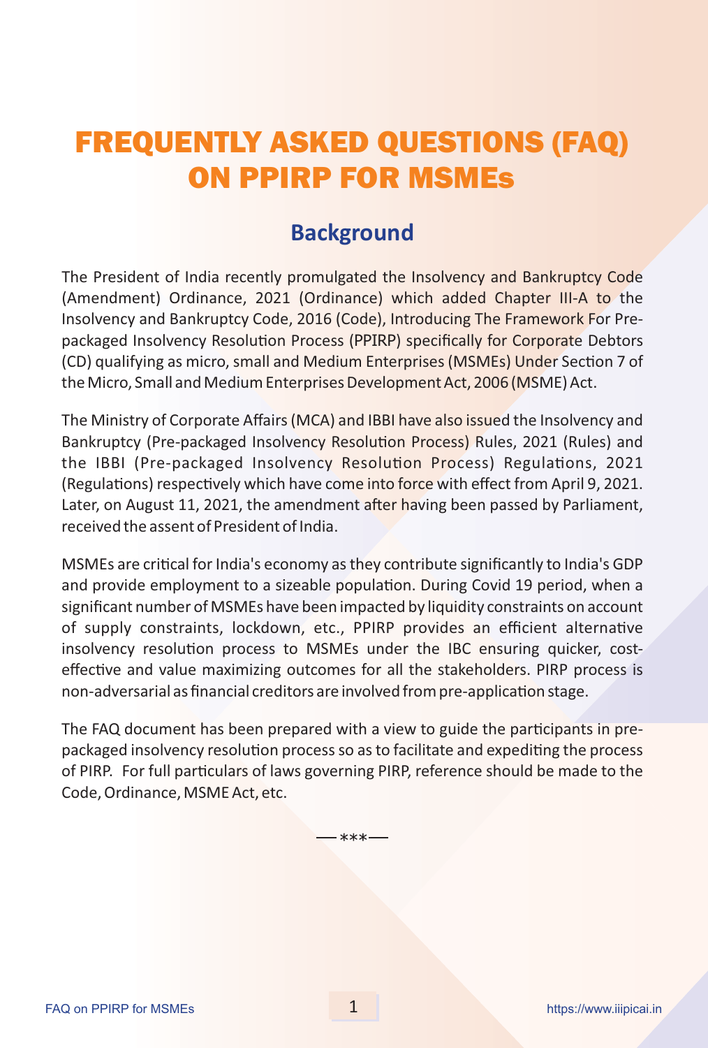# FREQUENTLY ASKED QUESTIONS (FAQ) ON PPIRP FOR MSMEs

## Background

The President of India recently promulgated the Insolvency and Bankruptcy Code (Amendment) Ordinance, 2021 (Ordinance) which added Chapter III-A to the Insolvency and Bankruptcy Code, 2016 (Code), Introducing The Framework For Pre-packaged Insolvency Resolution Process (PPIRP) specifically for Corporate Debtors (CD) qualifying as micro, small and Medium Enterprises (MSMEs) Under Section 7 of the Micro, Small and Medium Enterprises Development Act, 2006 (MSME) Act.

The Ministry of Corporate Affairs (MCA) and IBBI have also issued the Insolvency and Bankruptcy (Pre-packaged Insolvency Resolution Process) Rules, 2021 (Rules) and the IBBI (Pre-packaged Insolvency Resolution Process) Regulations, 2021 (Regulations) respectively which have come into force with effect from April 9, 2021. Later, on August 11, 2021, the amendment after having been passed by Parliament, received the assent of President of India.

MSMEs are critical for India's economy as they contribute significantly to India's GDP and provide employment to a sizeable population. During Covid 19 period, when a significant number of MSMEs have been impacted by liquidity constraints on account of supply constraints, lockdown, etc., PPIRP provides an efficient alternative insolvency resolution process to MSMEs under the IBC ensuring quicker, cost-effective and value maximizing outcomes for all the stakeholders. PIRP process is non-adversarial as financial creditors are involved from pre-application stage.

The FAQ document has been prepared with a view to guide the participants in pre-packaged insolvency resolution process so as to facilitate and expediting the process of PIRP. For full particulars of laws governing PIRP, reference should be made to the Code, Ordinance, MSME Act, etc.

—***—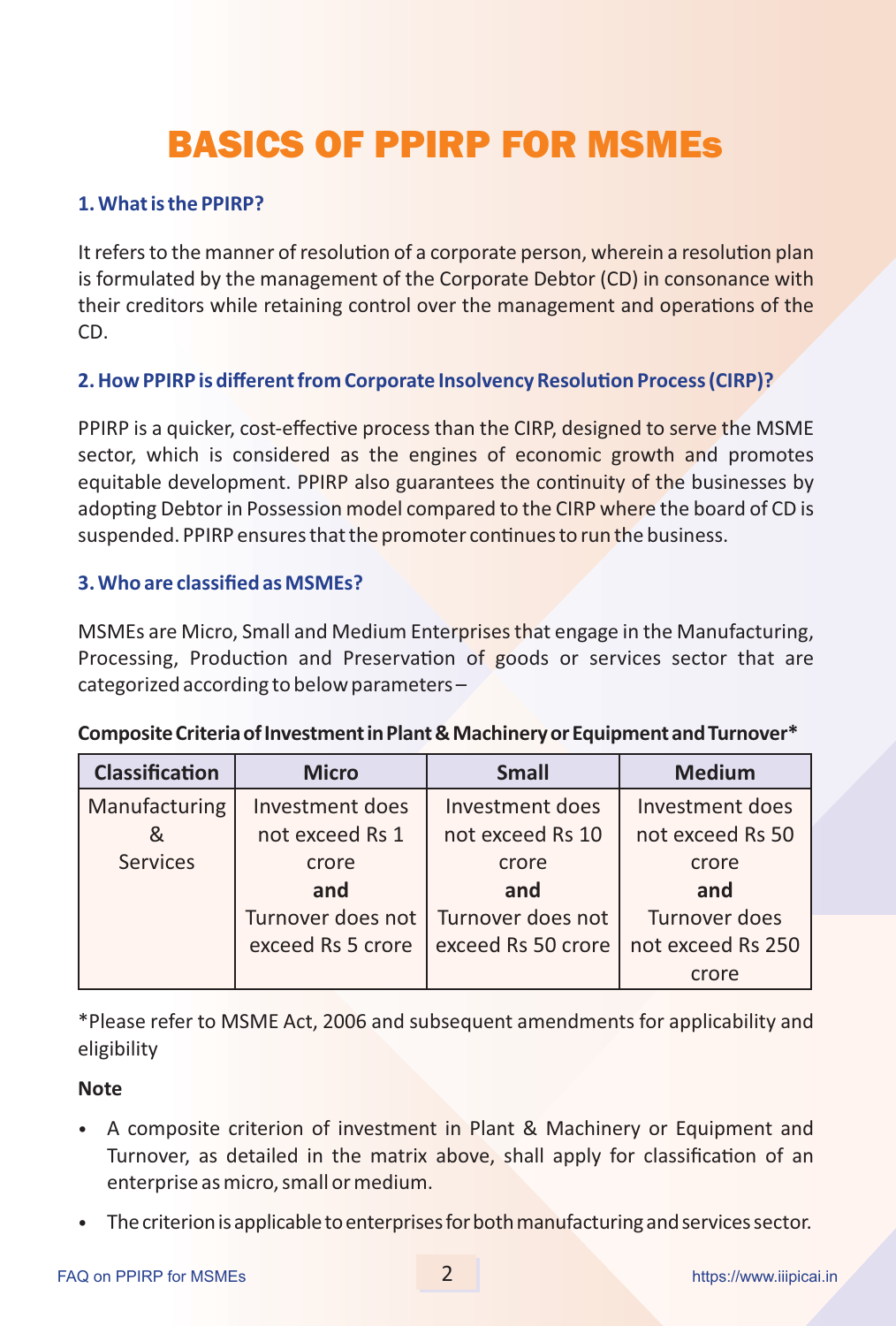# BASICS OF PPIRP FOR MSMEs

### 1. What is the PPIRP?

It refers to the manner of resolution of a corporate person, wherein a resolution plan is formulated by the management of the Corporate Debtor (CD) in consonance with their creditors while retaining control over the management and operations of the CD.

### 2. How PPIRP is different from Corporate Insolvency Resolution Process (CIRP)?

PPIRP is a quicker, cost-effective process than the CIRP, designed to serve the MSME sector, which is considered as the engines of economic growth and promotes equitable development. PPIRP also guarantees the continuity of the businesses by adopting Debtor in Possession model compared to the CIRP where the board of CD is suspended. PPIRP ensures that the promoter continues to run the business.

### 3. Who are classified as MSMEs?

MSMEs are Micro, Small and Medium Enterprises that engage in the Manufacturing, Processing, Production and Preservation of goods or services sector that are categorized according to below parameters –

**Composite Criteria of Investment in Plant & Machinery or Equipment and Turnover***

| Classification | Micro | Small | Medium |
|---|---|---|---|
| Manufacturing & Services | Investment does not exceed Rs 1 crore **and** Turnover does not exceed Rs 5 crore | Investment does not exceed Rs 10 crore **and** Turnover does not exceed Rs 50 crore | Investment does not exceed Rs 50 crore **and** Turnover does not exceed Rs 250 crore |

*Please refer to MSME Act, 2006 and subsequent amendments for applicability and eligibility

**Note**

- A composite criterion of investment in Plant & Machinery or Equipment and Turnover, as detailed in the matrix above, shall apply for classification of an enterprise as micro, small or medium.
- The criterion is applicable to enterprises for both manufacturing and services sector.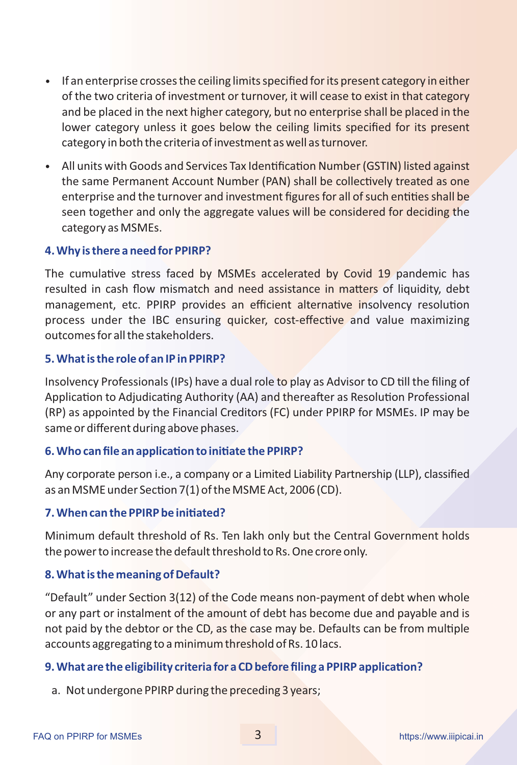- If an enterprise crosses the ceiling limits specified for its present category in either of the two criteria of investment or turnover, it will cease to exist in that category and be placed in the next higher category, but no enterprise shall be placed in the lower category unless it goes below the ceiling limits specified for its present category in both the criteria of investment as well as turnover.
- All units with Goods and Services Tax Identification Number (GSTIN) listed against the same Permanent Account Number (PAN) shall be collectively treated as one enterprise and the turnover and investment figures for all of such entities shall be seen together and only the aggregate values will be considered for deciding the category as MSMEs.

### 4. Why is there a need for PPIRP?

The cumulative stress faced by MSMEs accelerated by Covid 19 pandemic has resulted in cash flow mismatch and need assistance in matters of liquidity, debt management, etc. PPIRP provides an efficient alternative insolvency resolution process under the IBC ensuring quicker, cost-effective and value maximizing outcomes for all the stakeholders.

### 5. What is the role of an IP in PPIRP?

Insolvency Professionals (IPs) have a dual role to play as Advisor to CD till the filing of Application to Adjudicating Authority (AA) and thereafter as Resolution Professional (RP) as appointed by the Financial Creditors (FC) under PPIRP for MSMEs. IP may be same or different during above phases.

### 6. Who can file an application to initiate the PPIRP?

Any corporate person i.e., a company or a Limited Liability Partnership (LLP), classified as an MSME under Section 7(1) of the MSME Act, 2006 (CD).

### 7. When can the PPIRP be initiated?

Minimum default threshold of Rs. Ten lakh only but the Central Government holds the power to increase the default threshold to Rs. One crore only.

### 8. What is the meaning of Default?

"Default" under Section 3(12) of the Code means non-payment of debt when whole or any part or instalment of the amount of debt has become due and payable and is not paid by the debtor or the CD, as the case may be. Defaults can be from multiple accounts aggregating to a minimum threshold of Rs. 10 lacs.

### 9. What are the eligibility criteria for a CD before filing a PPIRP application?

a. Not undergone PPIRP during the preceding 3 years;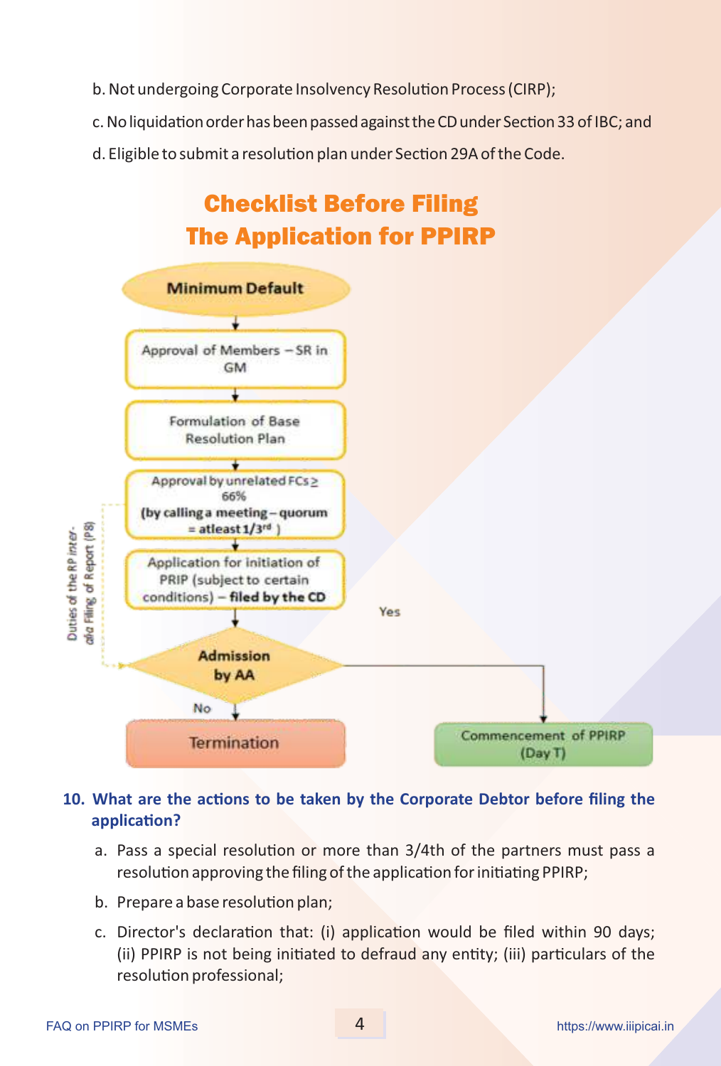b. Not undergoing Corporate Insolvency Resolution Process (CIRP);

c. No liquidation order has been passed against the CD under Section 33 of IBC; and

d. Eligible to submit a resolution plan under Section 29A of the Code.

## Checklist Before Filing The Application for PPIRP

Minimum Default

↓

Approval of Members – SR in GM

↓

Formulation of Base Resolution Plan

↓

Approval by unrelated FCs ≥ 66% **(by calling a meeting – quorum = atleast 1/3rd )**

↓

Application for initiation of PRIP (subject to certain conditions) – **filed by the CD**

↓

**Admission by AA**

- No → Termination
- Yes → Commencement of PPIRP (Day T)

Duties of the RP inter-alia Filing of Report (P8)

**10. What are the actions to be taken by the Corporate Debtor before filing the application?**

a. Pass a special resolution or more than 3/4th of the partners must pass a resolution approving the filing of the application for initiating PPIRP;

b. Prepare a base resolution plan;

c. Director's declaration that: (i) application would be filed within 90 days; (ii) PPIRP is not being initiated to defraud any entity; (iii) particulars of the resolution professional;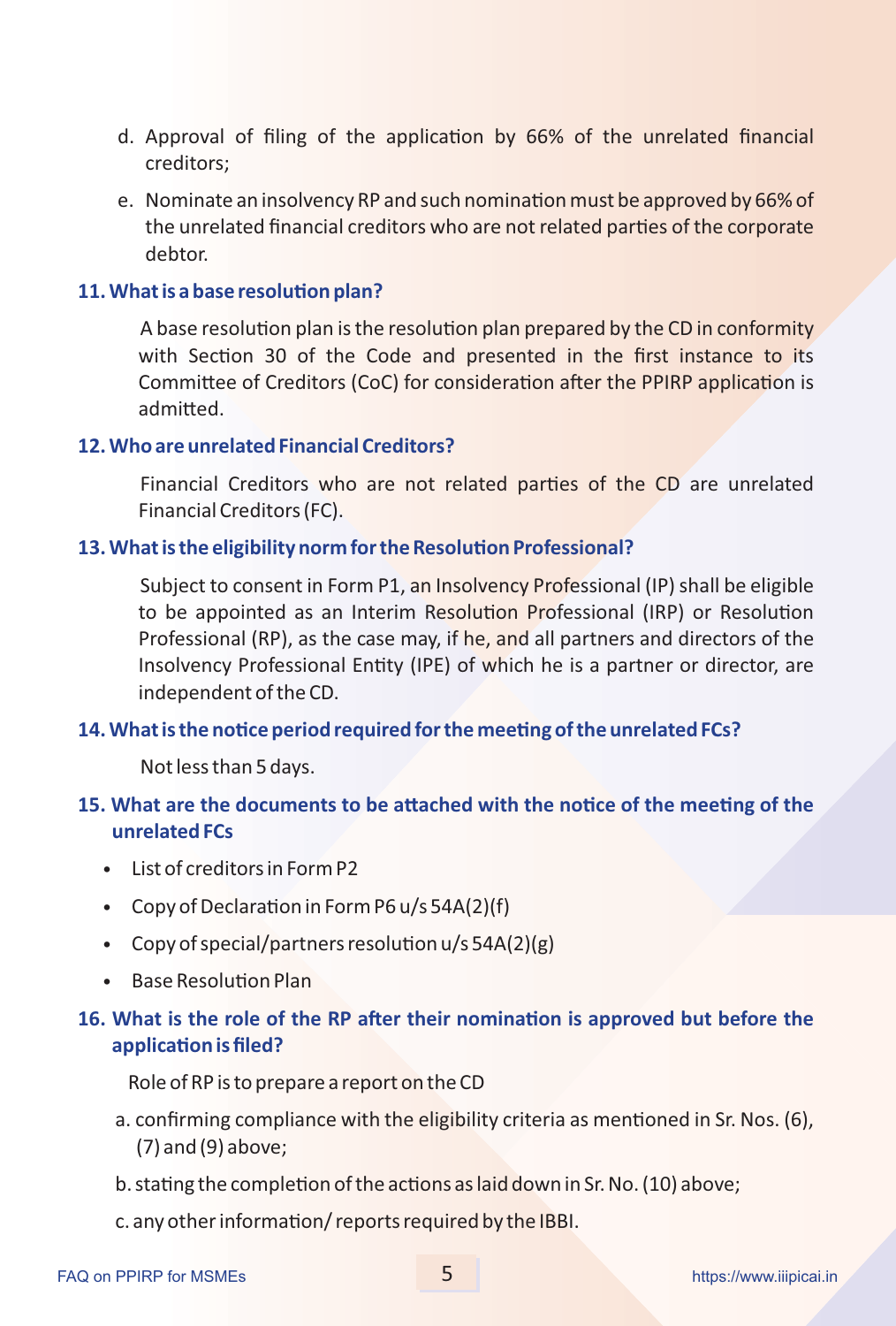d. Approval of filing of the application by 66% of the unrelated financial creditors;

e. Nominate an insolvency RP and such nomination must be approved by 66% of the unrelated financial creditors who are not related parties of the corporate debtor.

### 11. What is a base resolution plan?

A base resolution plan is the resolution plan prepared by the CD in conformity with Section 30 of the Code and presented in the first instance to its Committee of Creditors (CoC) for consideration after the PPIRP application is admitted.

### 12. Who are unrelated Financial Creditors?

Financial Creditors who are not related parties of the CD are unrelated Financial Creditors (FC).

### 13. What is the eligibility norm for the Resolution Professional?

Subject to consent in Form P1, an Insolvency Professional (IP) shall be eligible to be appointed as an Interim Resolution Professional (IRP) or Resolution Professional (RP), as the case may, if he, and all partners and directors of the Insolvency Professional Entity (IPE) of which he is a partner or director, are independent of the CD.

### 14. What is the notice period required for the meeting of the unrelated FCs?

Not less than 5 days.

### 15. What are the documents to be attached with the notice of the meeting of the unrelated FCs

- List of creditors in Form P2
- Copy of Declaration in Form P6 u/s 54A(2)(f)
- Copy of special/partners resolution u/s 54A(2)(g)
- Base Resolution Plan

### 16. What is the role of the RP after their nomination is approved but before the application is filed?

Role of RP is to prepare a report on the CD

a. confirming compliance with the eligibility criteria as mentioned in Sr. Nos. (6), (7) and (9) above;

b. stating the completion of the actions as laid down in Sr. No. (10) above;

c. any other information/ reports required by the IBBI.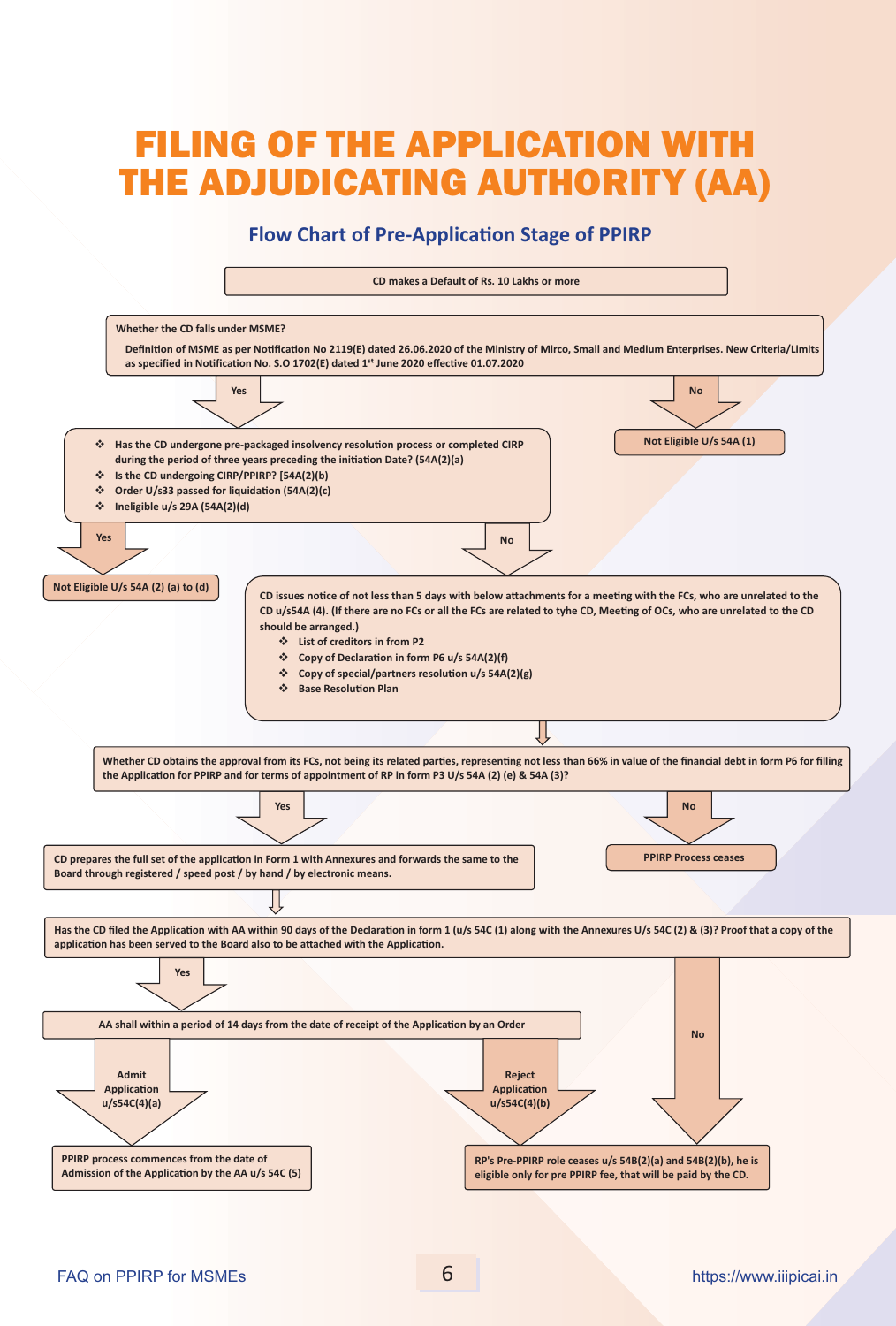# FILING OF THE APPLICATION WITH THE ADJUDICATING AUTHORITY (AA)

## Flow Chart of Pre-Application Stage of PPIRP

**CD makes a Default of Rs. 10 Lakhs or more**

↓

**Whether the CD falls under MSME?**

**Definition of MSME as per Notification No 2119(E) dated 26.06.2020 of the Ministry of Mirco, Small and Medium Enterprises. New Criteria/Limits as specified in Notification No. S.O 1702(E) dated 1st June 2020 effective 01.07.2020**

- **No** → **Not Eligible U/s 54A (1)**
- **Yes** ↓

- **Has the CD undergone pre-packaged insolvency resolution process or completed CIRP during the period of three years preceding the initiation Date? (54A(2)(a)**
- **Is the CD undergoing CIRP/PPIRP? [54A(2)(b)**
- **Order U/s33 passed for liquidation (54A(2)(c)**
- **Ineligible u/s 29A (54A(2)(d)**

- **Yes** → **Not Eligible U/s 54A (2) (a) to (d)**
- **No** ↓

**CD issues notice of not less than 5 days with below attachments for a meeting with the FCs, who are unrelated to the CD u/s54A (4). (If there are no FCs or all the FCs are related to tyhe CD, Meeting of OCs, who are unrelated to the CD should be arranged.)**

- **List of creditors in from P2**
- **Copy of Declaration in form P6 u/s 54A(2)(f)**
- **Copy of special/partners resolution u/s 54A(2)(g)**
- **Base Resolution Plan**

↓

**Whether CD obtains the approval from its FCs, not being its related parties, representing not less than 66% in value of the financial debt in form P6 for filling the Application for PPIRP and for terms of appointment of RP in form P3 U/s 54A (2) (e) & 54A (3)?**

- **No** → **PPIRP Process ceases**
- **Yes** ↓

**CD prepares the full set of the application in Form 1 with Annexures and forwards the same to the Board through registered / speed post / by hand / by electronic means.**

↓

**Has the CD filed the Application with AA within 90 days of the Declaration in form 1 (u/s 54C (1) along with the Annexures U/s 54C (2) & (3)? Proof that a copy of the application has been served to the Board also to be attached with the Application.**

- **No** → **RP's Pre-PPIRP role ceases u/s 54B(2)(a) and 54B(2)(b), he is eligible only for pre PPIRP fee, that will be paid by the CD.**
- **Yes** ↓

**AA shall within a period of 14 days from the date of receipt of the Application by an Order**

- **Admit Application u/s54C(4)(a)** → **PPIRP process commences from the date of Admission of the Application by the AA u/s 54C (5)**
- **Reject Application u/s54C(4)(b)** → **RP's Pre-PPIRP role ceases u/s 54B(2)(a) and 54B(2)(b), he is eligible only for pre PPIRP fee, that will be paid by the CD.**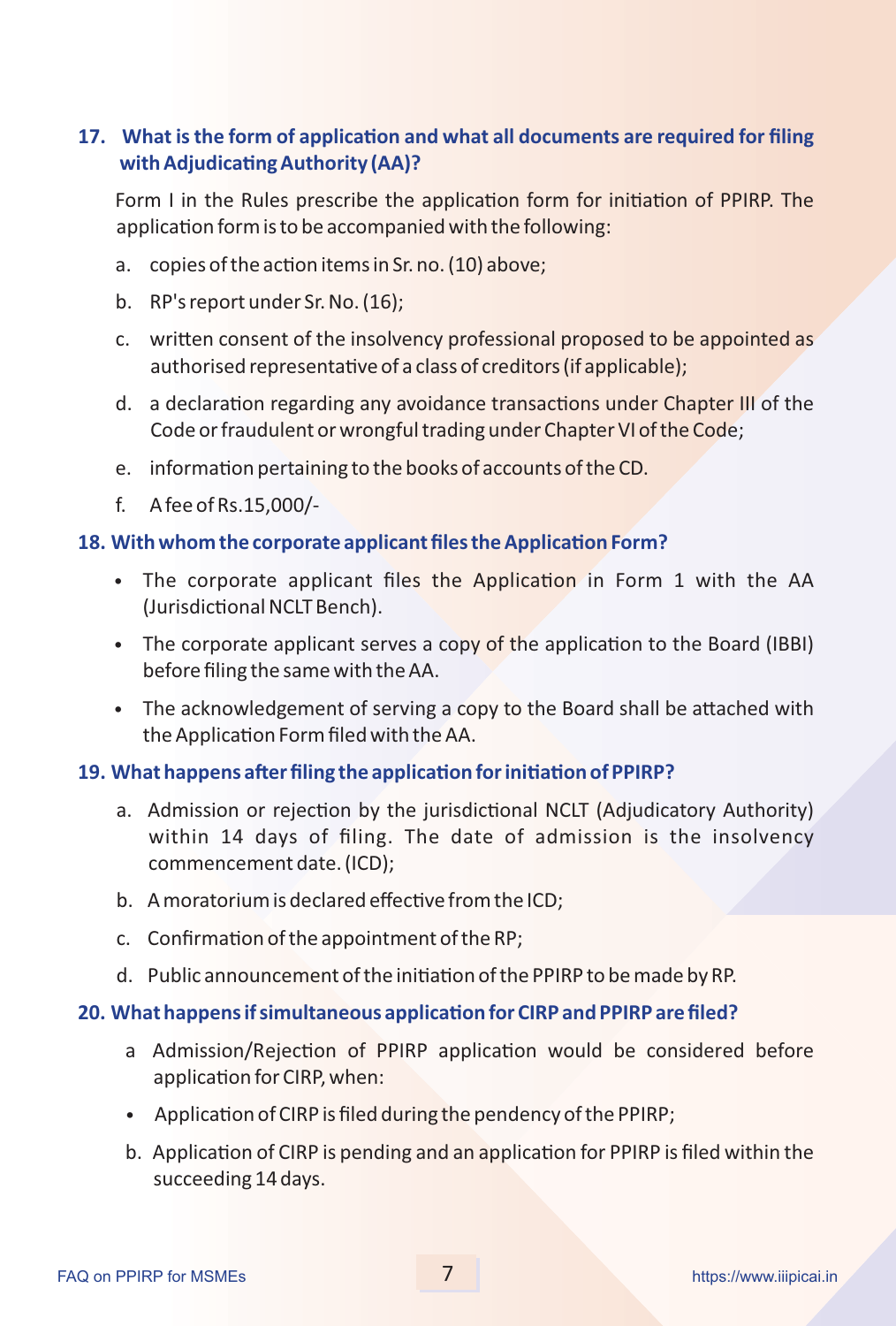### 17. What is the form of application and what all documents are required for filing with Adjudicating Authority (AA)?

Form I in the Rules prescribe the application form for initiation of PPIRP. The application form is to be accompanied with the following:

a. copies of the action items in Sr. no. (10) above;

b. RP's report under Sr. No. (16);

c. written consent of the insolvency professional proposed to be appointed as authorised representative of a class of creditors (if applicable);

d. a declaration regarding any avoidance transactions under Chapter III of the Code or fraudulent or wrongful trading under Chapter VI of the Code;

e. information pertaining to the books of accounts of the CD.

f. A fee of Rs.15,000/-

### 18. With whom the corporate applicant files the Application Form?

- The corporate applicant files the Application in Form 1 with the AA (Jurisdictional NCLT Bench).
- The corporate applicant serves a copy of the application to the Board (IBBI) before filing the same with the AA.
- The acknowledgement of serving a copy to the Board shall be attached with the Application Form filed with the AA.

### 19. What happens after filing the application for initiation of PPIRP?

a. Admission or rejection by the jurisdictional NCLT (Adjudicatory Authority) within 14 days of filing. The date of admission is the insolvency commencement date. (ICD);

b. A moratorium is declared effective from the ICD;

c. Confirmation of the appointment of the RP;

d. Public announcement of the initiation of the PPIRP to be made by RP.

### 20. What happens if simultaneous application for CIRP and PPIRP are filed?

a Admission/Rejection of PPIRP application would be considered before application for CIRP, when:

- Application of CIRP is filed during the pendency of the PPIRP;

b. Application of CIRP is pending and an application for PPIRP is filed within the succeeding 14 days.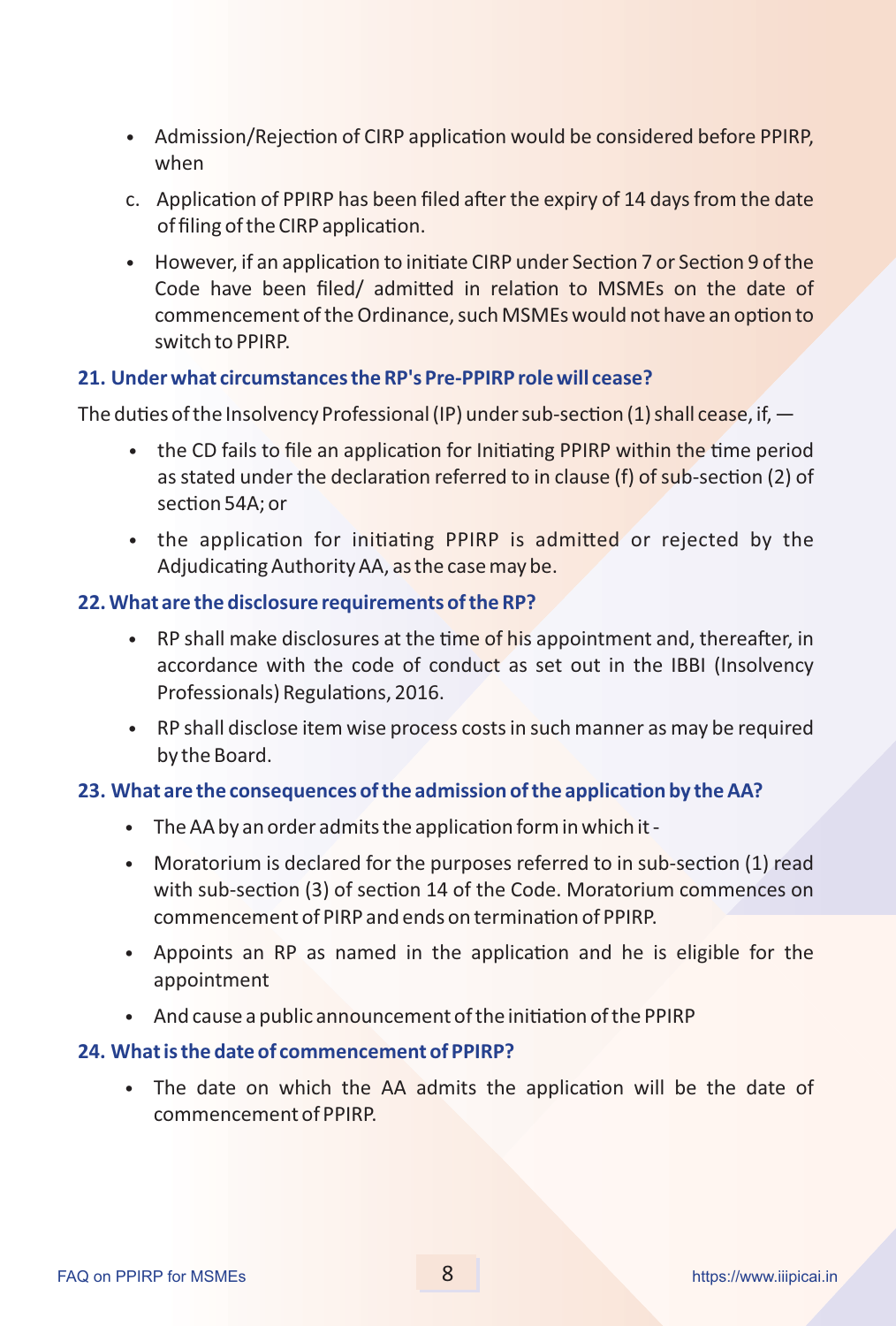- Admission/Rejection of CIRP application would be considered before PPIRP, when

c. Application of PPIRP has been filed after the expiry of 14 days from the date of filing of the CIRP application.

- However, if an application to initiate CIRP under Section 7 or Section 9 of the Code have been filed/ admitted in relation to MSMEs on the date of commencement of the Ordinance, such MSMEs would not have an option to switch to PPIRP.

### 21. Under what circumstances the RP's Pre-PPIRP role will cease?

The duties of the Insolvency Professional (IP) under sub-section (1) shall cease, if, —

- the CD fails to file an application for Initiating PPIRP within the time period as stated under the declaration referred to in clause (f) of sub-section (2) of section 54A; or
- the application for initiating PPIRP is admitted or rejected by the Adjudicating Authority AA, as the case may be.

### 22. What are the disclosure requirements of the RP?

- RP shall make disclosures at the time of his appointment and, thereafter, in accordance with the code of conduct as set out in the IBBI (Insolvency Professionals) Regulations, 2016.
- RP shall disclose item wise process costs in such manner as may be required by the Board.

### 23. What are the consequences of the admission of the application by the AA?

- The AA by an order admits the application form in which it -
- Moratorium is declared for the purposes referred to in sub-section (1) read with sub-section (3) of section 14 of the Code. Moratorium commences on commencement of PIRP and ends on termination of PPIRP.
- Appoints an RP as named in the application and he is eligible for the appointment
- And cause a public announcement of the initiation of the PPIRP

### 24. What is the date of commencement of PPIRP?

- The date on which the AA admits the application will be the date of commencement of PPIRP.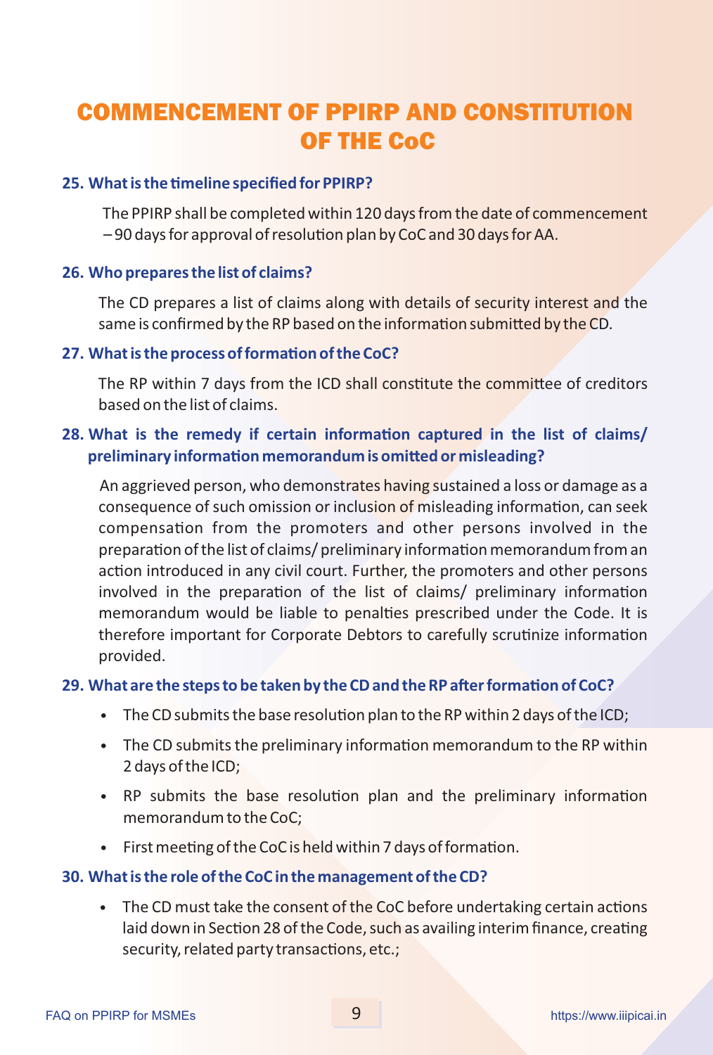# COMMENCEMENT OF PPIRP AND CONSTITUTION OF THE CoC

**25. What is the timeline specified for PPIRP?**

The PPIRP shall be completed within 120 days from the date of commencement – 90 days for approval of resolution plan by CoC and 30 days for AA.

**26. Who prepares the list of claims?**

The CD prepares a list of claims along with details of security interest and the same is confirmed by the RP based on the information submitted by the CD.

**27. What is the process of formation of the CoC?**

The RP within 7 days from the ICD shall constitute the committee of creditors based on the list of claims.

**28. What is the remedy if certain information captured in the list of claims/ preliminary information memorandum is omitted or misleading?**

An aggrieved person, who demonstrates having sustained a loss or damage as a consequence of such omission or inclusion of misleading information, can seek compensation from the promoters and other persons involved in the preparation of the list of claims/ preliminary information memorandum from an action introduced in any civil court. Further, the promoters and other persons involved in the preparation of the list of claims/ preliminary information memorandum would be liable to penalties prescribed under the Code. It is therefore important for Corporate Debtors to carefully scrutinize information provided.

**29. What are the steps to be taken by the CD and the RP after formation of CoC?**

- The CD submits the base resolution plan to the RP within 2 days of the ICD;
- The CD submits the preliminary information memorandum to the RP within 2 days of the ICD;
- RP submits the base resolution plan and the preliminary information memorandum to the CoC;
- First meeting of the CoC is held within 7 days of formation.

**30. What is the role of the CoC in the management of the CD?**

- The CD must take the consent of the CoC before undertaking certain actions laid down in Section 28 of the Code, such as availing interim finance, creating security, related party transactions, etc.;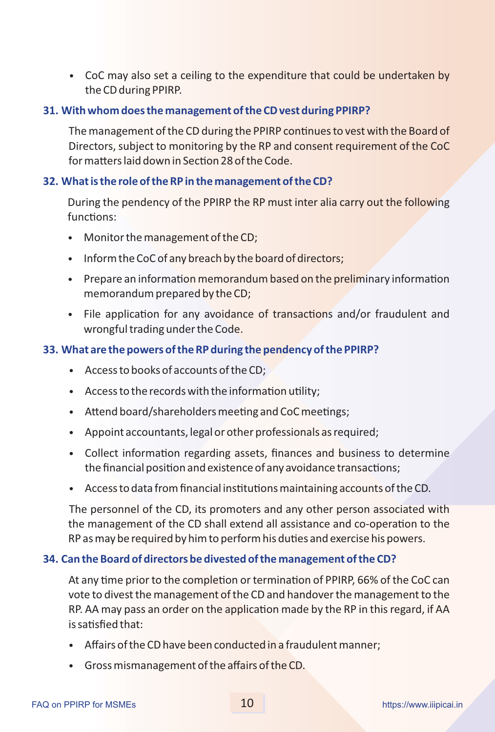- CoC may also set a ceiling to the expenditure that could be undertaken by the CD during PPIRP.

### 31. With whom does the management of the CD vest during PPIRP?

The management of the CD during the PPIRP continues to vest with the Board of Directors, subject to monitoring by the RP and consent requirement of the CoC for matters laid down in Section 28 of the Code.

### 32. What is the role of the RP in the management of the CD?

During the pendency of the PPIRP the RP must inter alia carry out the following functions:

- Monitor the management of the CD;
- Inform the CoC of any breach by the board of directors;
- Prepare an information memorandum based on the preliminary information memorandum prepared by the CD;
- File application for any avoidance of transactions and/or fraudulent and wrongful trading under the Code.

### 33. What are the powers of the RP during the pendency of the PPIRP?

- Access to books of accounts of the CD;
- Access to the records with the information utility;
- Attend board/shareholders meeting and CoC meetings;
- Appoint accountants, legal or other professionals as required;
- Collect information regarding assets, finances and business to determine the financial position and existence of any avoidance transactions;
- Access to data from financial institutions maintaining accounts of the CD.

The personnel of the CD, its promoters and any other person associated with the management of the CD shall extend all assistance and co-operation to the RP as may be required by him to perform his duties and exercise his powers.

### 34. Can the Board of directors be divested of the management of the CD?

At any time prior to the completion or termination of PPIRP, 66% of the CoC can vote to divest the management of the CD and handover the management to the RP. AA may pass an order on the application made by the RP in this regard, if AA is satisfied that:

- Affairs of the CD have been conducted in a fraudulent manner;
- Gross mismanagement of the affairs of the CD.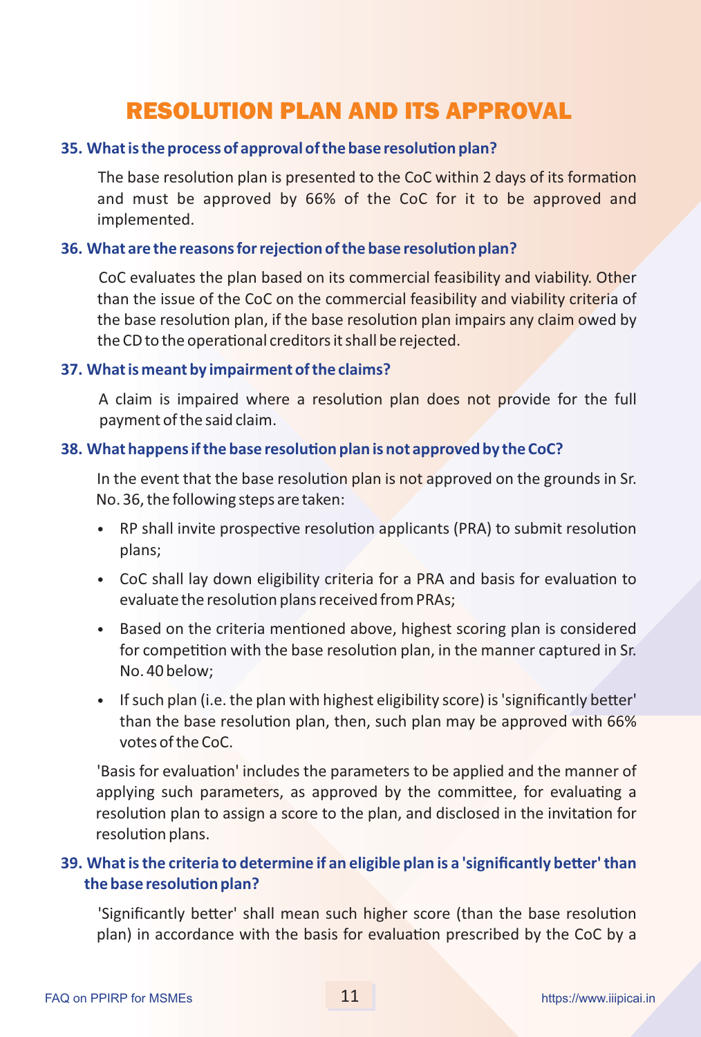# RESOLUTION PLAN AND ITS APPROVAL

**35. What is the process of approval of the base resolution plan?**

The base resolution plan is presented to the CoC within 2 days of its formation and must be approved by 66% of the CoC for it to be approved and implemented.

**36. What are the reasons for rejection of the base resolution plan?**

CoC evaluates the plan based on its commercial feasibility and viability. Other than the issue of the CoC on the commercial feasibility and viability criteria of the base resolution plan, if the base resolution plan impairs any claim owed by the CD to the operational creditors it shall be rejected.

**37. What is meant by impairment of the claims?**

A claim is impaired where a resolution plan does not provide for the full payment of the said claim.

**38. What happens if the base resolution plan is not approved by the CoC?**

In the event that the base resolution plan is not approved on the grounds in Sr. No. 36, the following steps are taken:

- RP shall invite prospective resolution applicants (PRA) to submit resolution plans;
- CoC shall lay down eligibility criteria for a PRA and basis for evaluation to evaluate the resolution plans received from PRAs;
- Based on the criteria mentioned above, highest scoring plan is considered for competition with the base resolution plan, in the manner captured in Sr. No. 40 below;
- If such plan (i.e. the plan with highest eligibility score) is 'significantly better' than the base resolution plan, then, such plan may be approved with 66% votes of the CoC.

'Basis for evaluation' includes the parameters to be applied and the manner of applying such parameters, as approved by the committee, for evaluating a resolution plan to assign a score to the plan, and disclosed in the invitation for resolution plans.

**39. What is the criteria to determine if an eligible plan is a 'significantly better' than the base resolution plan?**

'Significantly better' shall mean such higher score (than the base resolution plan) in accordance with the basis for evaluation prescribed by the CoC by a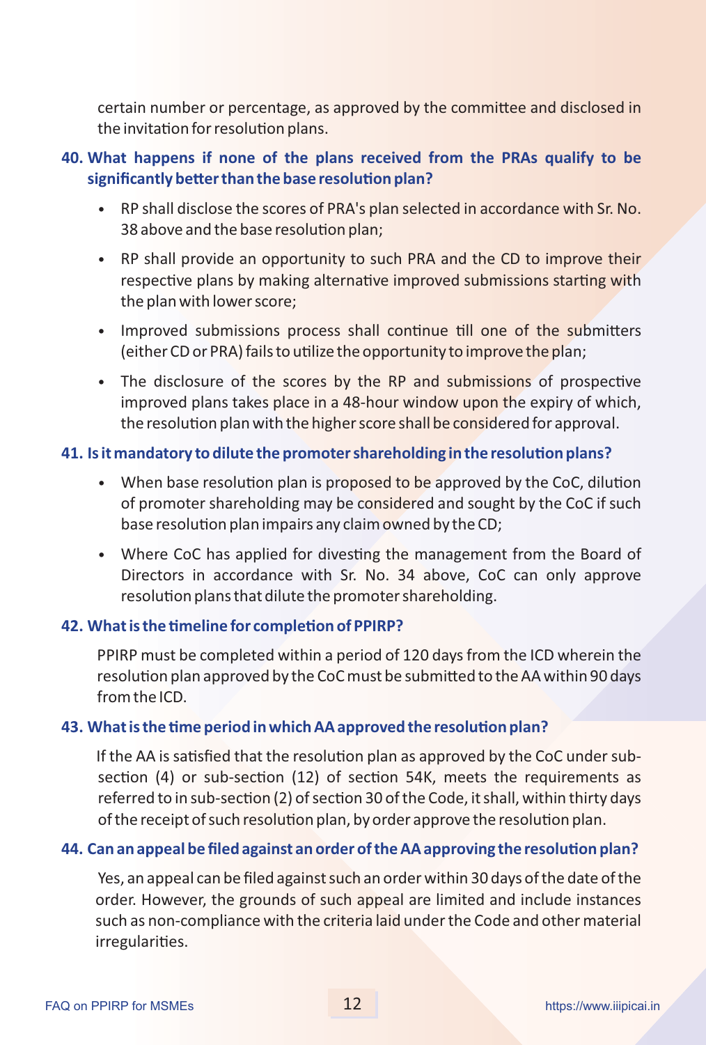certain number or percentage, as approved by the committee and disclosed in the invitation for resolution plans.

**40. What happens if none of the plans received from the PRAs qualify to be significantly better than the base resolution plan?**

- RP shall disclose the scores of PRA's plan selected in accordance with Sr. No. 38 above and the base resolution plan;
- RP shall provide an opportunity to such PRA and the CD to improve their respective plans by making alternative improved submissions starting with the plan with lower score;
- Improved submissions process shall continue till one of the submitters (either CD or PRA) fails to utilize the opportunity to improve the plan;
- The disclosure of the scores by the RP and submissions of prospective improved plans takes place in a 48-hour window upon the expiry of which, the resolution plan with the higher score shall be considered for approval.

**41. Is it mandatory to dilute the promoter shareholding in the resolution plans?**

- When base resolution plan is proposed to be approved by the CoC, dilution of promoter shareholding may be considered and sought by the CoC if such base resolution plan impairs any claim owned by the CD;
- Where CoC has applied for divesting the management from the Board of Directors in accordance with Sr. No. 34 above, CoC can only approve resolution plans that dilute the promoter shareholding.

**42. What is the timeline for completion of PPIRP?**

PPIRP must be completed within a period of 120 days from the ICD wherein the resolution plan approved by the CoC must be submitted to the AA within 90 days from the ICD.

**43. What is the time period in which AA approved the resolution plan?**

If the AA is satisfied that the resolution plan as approved by the CoC under sub-section (4) or sub-section (12) of section 54K, meets the requirements as referred to in sub-section (2) of section 30 of the Code, it shall, within thirty days of the receipt of such resolution plan, by order approve the resolution plan.

**44. Can an appeal be filed against an order of the AA approving the resolution plan?**

Yes, an appeal can be filed against such an order within 30 days of the date of the order. However, the grounds of such appeal are limited and include instances such as non-compliance with the criteria laid under the Code and other material irregularities.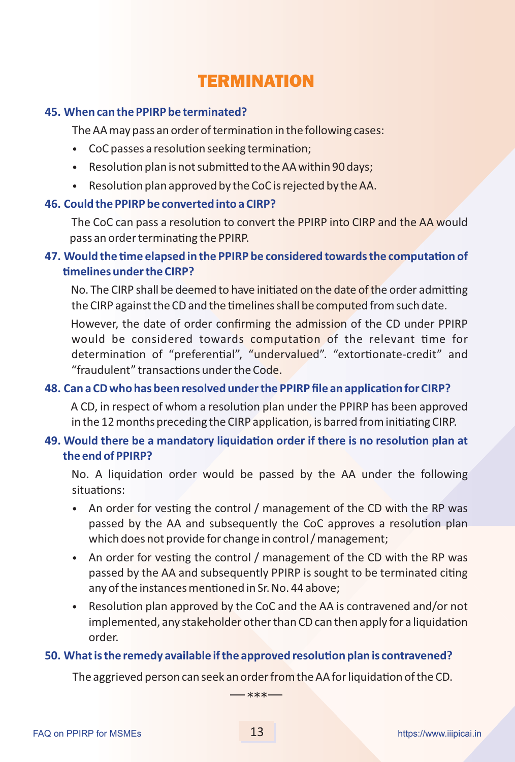# TERMINATION

**45. When can the PPIRP be terminated?**

The AA may pass an order of termination in the following cases:

- CoC passes a resolution seeking termination;
- Resolution plan is not submitted to the AA within 90 days;
- Resolution plan approved by the CoC is rejected by the AA.

**46. Could the PPIRP be converted into a CIRP?**

The CoC can pass a resolution to convert the PPIRP into CIRP and the AA would pass an order terminating the PPIRP.

**47. Would the time elapsed in the PPIRP be considered towards the computation of timelines under the CIRP?**

No. The CIRP shall be deemed to have initiated on the date of the order admitting the CIRP against the CD and the timelines shall be computed from such date.

However, the date of order confirming the admission of the CD under PPIRP would be considered towards computation of the relevant time for determination of "preferential", "undervalued". "extortionate-credit" and "fraudulent" transactions under the Code.

**48. Can a CD who has been resolved under the PPIRP file an application for CIRP?**

A CD, in respect of whom a resolution plan under the PPIRP has been approved in the 12 months preceding the CIRP application, is barred from initiating CIRP.

**49. Would there be a mandatory liquidation order if there is no resolution plan at the end of PPIRP?**

No. A liquidation order would be passed by the AA under the following situations:

- An order for vesting the control / management of the CD with the RP was passed by the AA and subsequently the CoC approves a resolution plan which does not provide for change in control / management;
- An order for vesting the control / management of the CD with the RP was passed by the AA and subsequently PPIRP is sought to be terminated citing any of the instances mentioned in Sr. No. 44 above;
- Resolution plan approved by the CoC and the AA is contravened and/or not implemented, any stakeholder other than CD can then apply for a liquidation order.

**50. What is the remedy available if the approved resolution plan is contravened?**

The aggrieved person can seek an order from the AA for liquidation of the CD.

—***—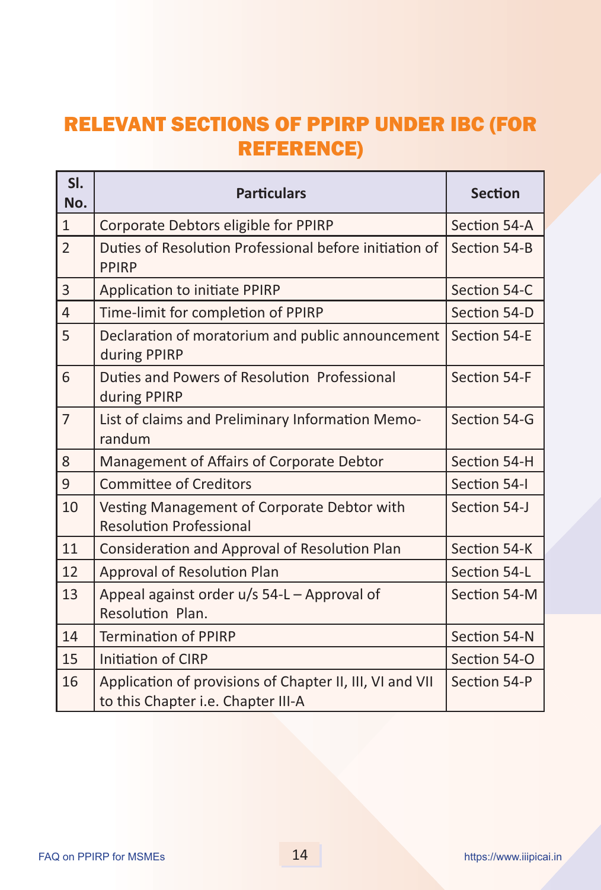## RELEVANT SECTIONS OF PPIRP UNDER IBC (FOR REFERENCE)

| Sl. No. | Particulars | Section |
|---|---|---|
| 1 | Corporate Debtors eligible for PPIRP | Section 54-A |
| 2 | Duties of Resolution Professional before initiation of PPIRP | Section 54-B |
| 3 | Application to initiate PPIRP | Section 54-C |
| 4 | Time-limit for completion of PPIRP | Section 54-D |
| 5 | Declaration of moratorium and public announcement during PPIRP | Section 54-E |
| 6 | Duties and Powers of Resolution Professional during PPIRP | Section 54-F |
| 7 | List of claims and Preliminary Information Memorandum | Section 54-G |
| 8 | Management of Affairs of Corporate Debtor | Section 54-H |
| 9 | Committee of Creditors | Section 54-I |
| 10 | Vesting Management of Corporate Debtor with Resolution Professional | Section 54-J |
| 11 | Consideration and Approval of Resolution Plan | Section 54-K |
| 12 | Approval of Resolution Plan | Section 54-L |
| 13 | Appeal against order u/s 54-L – Approval of Resolution Plan. | Section 54-M |
| 14 | Termination of PPIRP | Section 54-N |
| 15 | Initiation of CIRP | Section 54-O |
| 16 | Application of provisions of Chapter II, III, VI and VII to this Chapter i.e. Chapter III-A | Section 54-P |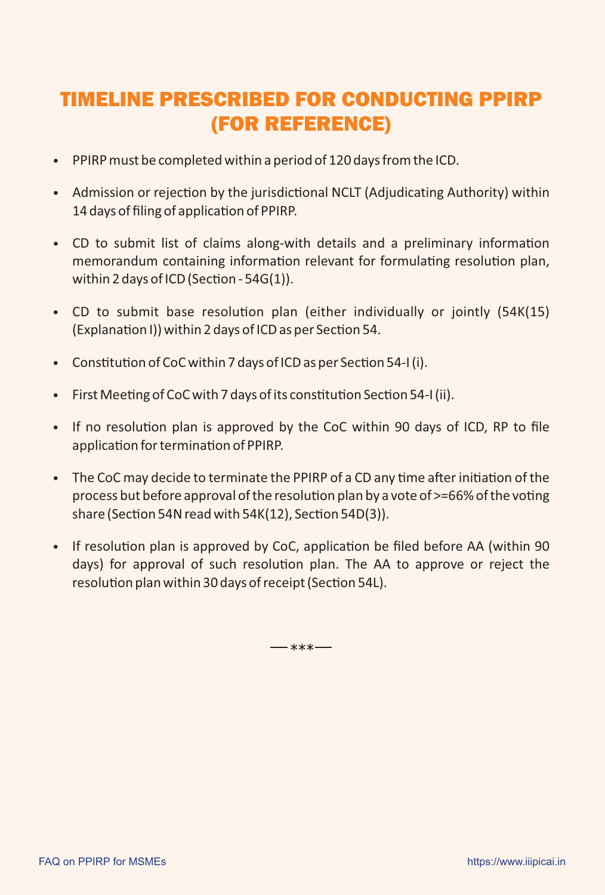# TIMELINE PRESCRIBED FOR CONDUCTING PPIRP (FOR REFERENCE)

- PPIRP must be completed within a period of 120 days from the ICD.
- Admission or rejection by the jurisdictional NCLT (Adjudicating Authority) within 14 days of filing of application of PPIRP.
- CD to submit list of claims along-with details and a preliminary information memorandum containing information relevant for formulating resolution plan, within 2 days of ICD (Section - 54G(1)).
- CD to submit base resolution plan (either individually or jointly (54K(15) (Explanation I)) within 2 days of ICD as per Section 54.
- Constitution of CoC within 7 days of ICD as per Section 54-I (i).
- First Meeting of CoC with 7 days of its constitution Section 54-I (ii).
- If no resolution plan is approved by the CoC within 90 days of ICD, RP to file application for termination of PPIRP.
- The CoC may decide to terminate the PPIRP of a CD any time after initiation of the process but before approval of the resolution plan by a vote of >=66% of the voting share (Section 54N read with 54K(12), Section 54D(3)).
- If resolution plan is approved by CoC, application be filed before AA (within 90 days) for approval of such resolution plan. The AA to approve or reject the resolution plan within 30 days of receipt (Section 54L).

—***—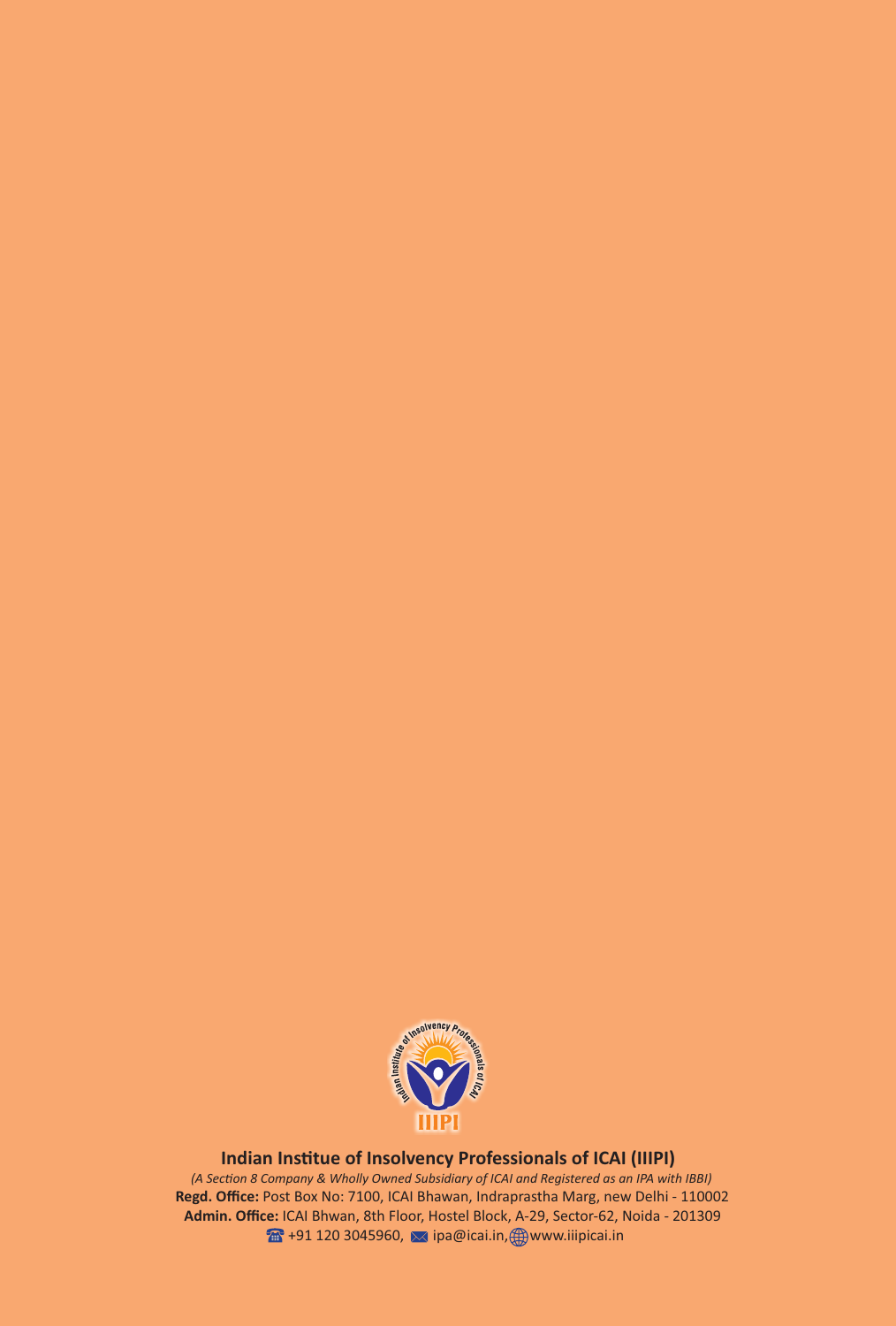**Indian Institue of Insolvency Professionals of ICAI (IIIPI)**

*(A Section 8 Company & Wholly Owned Subsidiary of ICAI and Registered as an IPA with IBBI)*

**Regd. Office:** Post Box No: 7100, ICAI Bhawan, Indraprastha Marg, new Delhi - 110002

**Admin. Office:** ICAI Bhwan, 8th Floor, Hostel Block, A-29, Sector-62, Noida - 201309

+91 120 3045960, ipa@icai.in, www.iiipicai.in